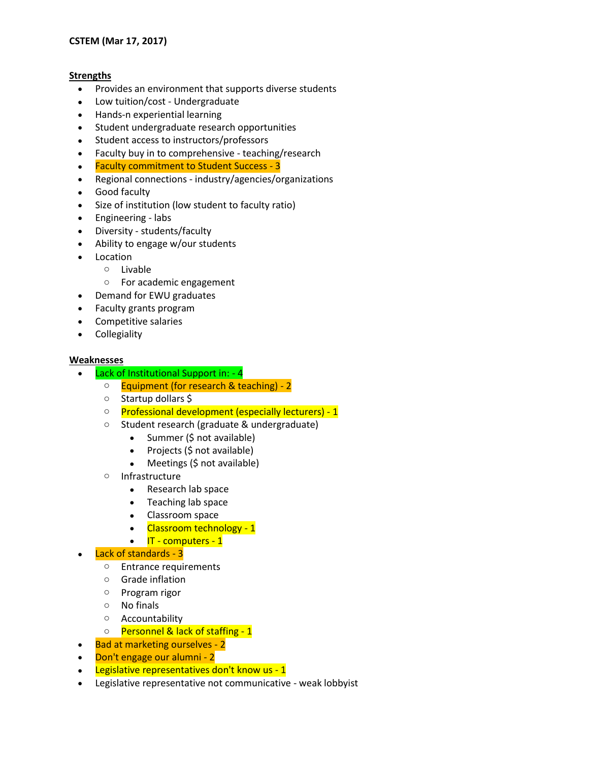**CSTEM (Mar 17, 2017)**

**Strengths**

- Provides an environment that supports diverse students
- Low tuition/cost - Undergraduate
- Hands-n experiential learning
- Student undergraduate research opportunities
- Student access to instructors/professors
- Faculty buy in to comprehensive - teaching/research
- Faculty commitment to Student Success - 3
- Regional connections - industry/agencies/organizations
- Good faculty
- Size of institution (low student to faculty ratio)
- Engineering - labs
- Diversity - students/faculty
- Ability to engage w/our students
- Location
  - Livable
  - For academic engagement
- Demand for EWU graduates
- Faculty grants program
- Competitive salaries
- Collegiality

**Weaknesses**

- Lack of Institutional Support in: - 4
  - Equipment (for research & teaching) - 2
  - Startup dollars $
  - Professional development (especially lecturers) - 1
  - Student research (graduate & undergraduate)
    - Summer ($ not available)
    - Projects ($ not available)
    - Meetings ($ not available)
  - Infrastructure
    - Research lab space
    - Teaching lab space
    - Classroom space
    - Classroom technology - 1
    - IT - computers - 1
- Lack of standards - 3
  - Entrance requirements
  - Grade inflation
  - Program rigor
  - No finals
  - Accountability
  - Personnel & lack of staffing - 1
- Bad at marketing ourselves - 2
- Don't engage our alumni - 2
- Legislative representatives don't know us - 1
- Legislative representative not communicative - weak lobbyist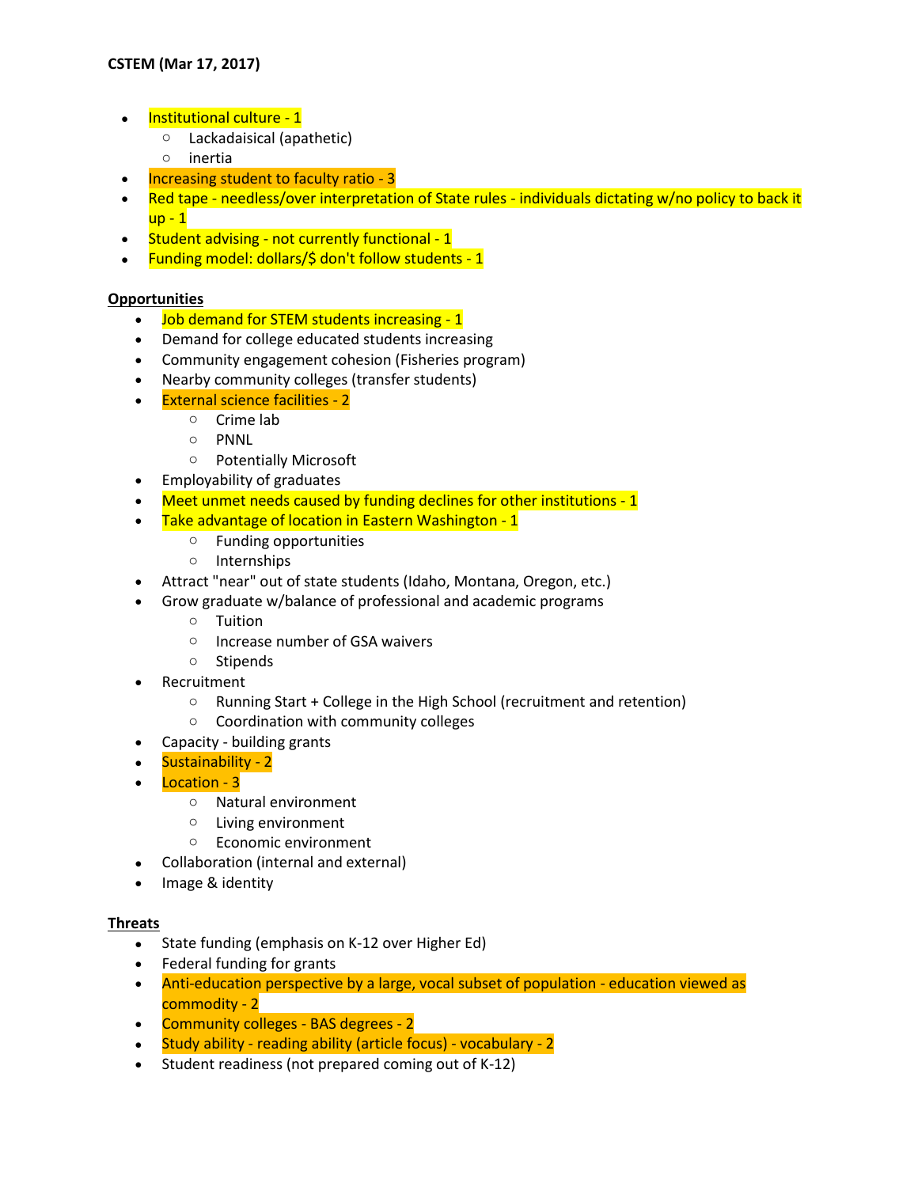**CSTEM (Mar 17, 2017)**

- Institutional culture - 1
  - Lackadaisical (apathetic)
  - inertia
- Increasing student to faculty ratio - 3
- Red tape - needless/over interpretation of State rules - individuals dictating w/no policy to back it up - 1
- Student advising - not currently functional - 1
- Funding model: dollars/$ don't follow students - 1

**Opportunities**

- Job demand for STEM students increasing - 1
- Demand for college educated students increasing
- Community engagement cohesion (Fisheries program)
- Nearby community colleges (transfer students)
- External science facilities - 2
  - Crime lab
  - PNNL
  - Potentially Microsoft
- Employability of graduates
- Meet unmet needs caused by funding declines for other institutions - 1
- Take advantage of location in Eastern Washington - 1
  - Funding opportunities
  - Internships
- Attract "near" out of state students (Idaho, Montana, Oregon, etc.)
- Grow graduate w/balance of professional and academic programs
  - Tuition
  - Increase number of GSA waivers
  - Stipends
- Recruitment
  - Running Start + College in the High School (recruitment and retention)
  - Coordination with community colleges
- Capacity - building grants
- Sustainability - 2
- Location - 3
  - Natural environment
  - Living environment
  - Economic environment
- Collaboration (internal and external)
- Image & identity

**Threats**

- State funding (emphasis on K-12 over Higher Ed)
- Federal funding for grants
- Anti-education perspective by a large, vocal subset of population - education viewed as commodity - 2
- Community colleges - BAS degrees - 2
- Study ability - reading ability (article focus) - vocabulary - 2
- Student readiness (not prepared coming out of K-12)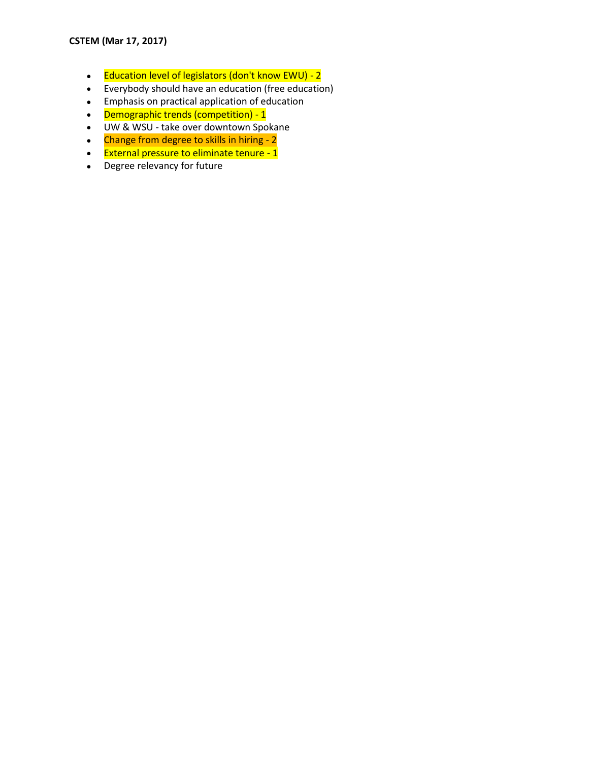**CSTEM (Mar 17, 2017)**

- Education level of legislators (don't know EWU) - 2
- Everybody should have an education (free education)
- Emphasis on practical application of education
- Demographic trends (competition) - 1
- UW & WSU - take over downtown Spokane
- Change from degree to skills in hiring - 2
- External pressure to eliminate tenure - 1
- Degree relevancy for future